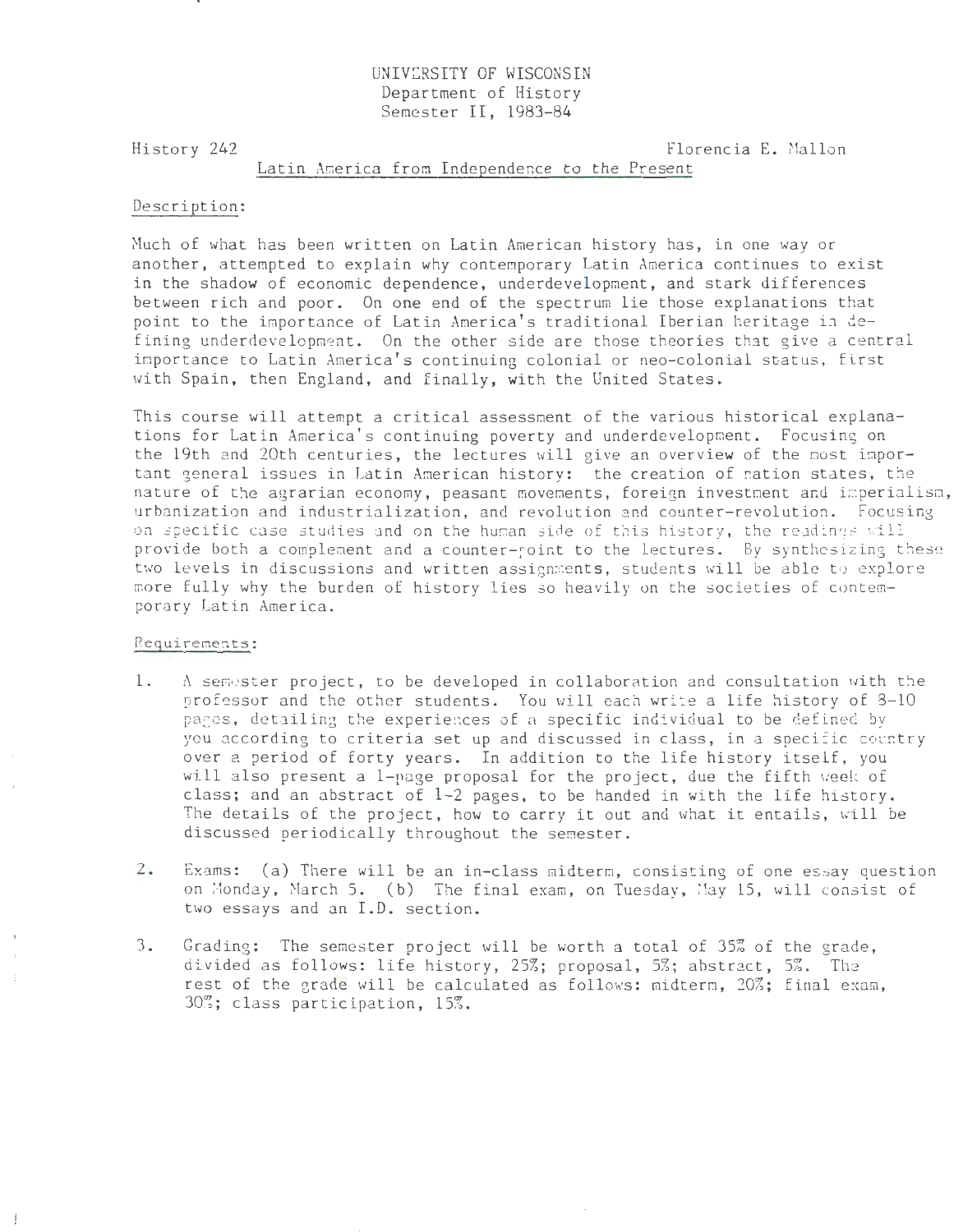UNIVERSITY OF WISCONSIN
Department of History
Semester II, 1983-84

History 242 — Florencia E. Mallon

## Latin America from Independence to the Present

### Description:

Much of what has been written on Latin American history has, in one way or another, attempted to explain why contemporary Latin America continues to exist in the shadow of economic dependence, underdevelopment, and stark differences between rich and poor. On one end of the spectrum lie those explanations that point to the importance of Latin America's traditional Iberian heritage in defining underdevelopment. On the other side are those theories that give a central importance to Latin America's continuing colonial or neo-colonial status, first with Spain, then England, and finally, with the United States.

This course will attempt a critical assessment of the various historical explanations for Latin America's continuing poverty and underdevelopment. Focusing on the 19th and 20th centuries, the lectures will give an overview of the most important general issues in Latin American history: the creation of nation states, the nature of the agrarian economy, peasant movements, foreign investment and imperialism, urbanization and industrialization, and revolution and counter-revolution. Focusing on specific case studies and on the human side of this history, the readings will provide both a complement and a counter-point to the lectures. By synthesizing these two levels in discussions and written assignments, students will be able to explore more fully why the burden of history lies so heavily on the societies of contemporary Latin America.

### Requirements:

1. A semester project, to be developed in collaboration and consultation with the professor and the other students. You will each write a life history of 8-10 pages, detailing the experiences of a specific individual to be defined by you according to criteria set up and discussed in class, in a specific country over a period of forty years. In addition to the life history itself, you will also present a 1-page proposal for the project, due the fifth week of class; and an abstract of 1-2 pages, to be handed in with the life history. The details of the project, how to carry it out and what it entails, will be discussed periodically throughout the semester.

2. Exams: (a) There will be an in-class midterm, consisting of one essay question on Monday, March 5. (b) The final exam, on Tuesday, May 15, will consist of two essays and an I.D. section.

3. Grading: The semester project will be worth a total of 35% of the grade, divided as follows: life history, 25%; proposal, 5%; abstract, 5%. The rest of the grade will be calculated as follows: midterm, 20%; final exam, 30%; class participation, 15%.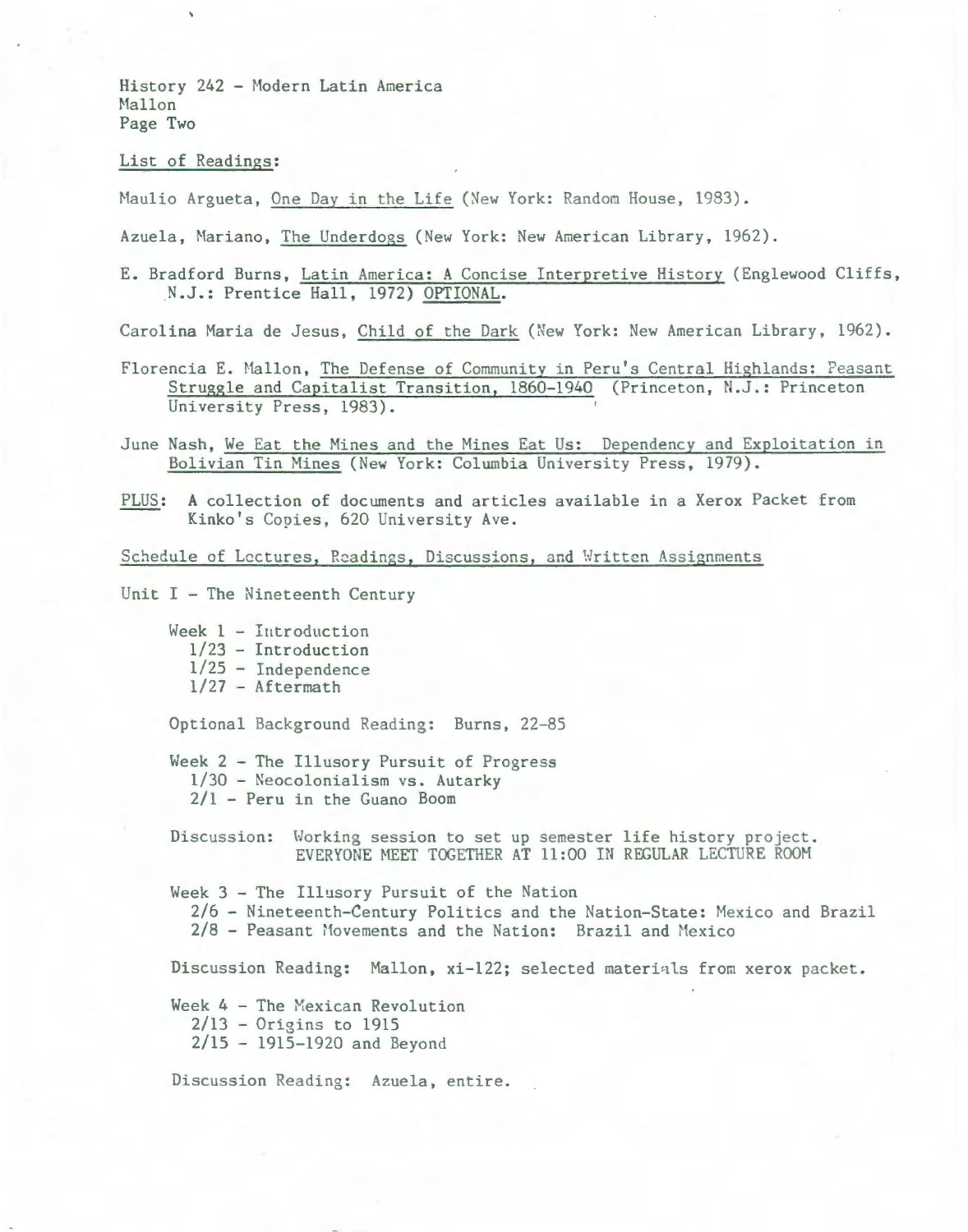History 242 - Modern Latin America
Mallon
Page Two

<u>List of Readings</u>:

Maulio Argueta, <u>One Day in the Life</u> (New York: Random House, 1983).

Azuela, Mariano, <u>The Underdogs</u> (New York: New American Library, 1962).

E. Bradford Burns, <u>Latin America: A Concise Interpretive History</u> (Englewood Cliffs, N.J.: Prentice Hall, 1972) <u>OPTIONAL</u>.

Carolina Maria de Jesus, <u>Child of the Dark</u> (New York: New American Library, 1962).

Florencia E. Mallon, <u>The Defense of Community in Peru's Central Highlands: Peasant Struggle and Capitalist Transition, 1860-1940</u> (Princeton, N.J.: Princeton University Press, 1983).

June Nash, <u>We Eat the Mines and the Mines Eat Us: Dependency and Exploitation in Bolivian Tin Mines</u> (New York: Columbia University Press, 1979).

<u>PLUS</u>: A collection of documents and articles available in a Xerox Packet from Kinko's Copies, 620 University Ave.

<u>Schedule of Lectures, Readings, Discussions, and Written Assignments</u>

Unit I - The Nineteenth Century

Week 1 - Introduction
- 1/23 - Introduction
- 1/25 - Independence
- 1/27 - Aftermath

Optional Background Reading: Burns, 22-85

Week 2 - The Illusory Pursuit of Progress
- 1/30 - Neocolonialism vs. Autarky
- 2/1 - Peru in the Guano Boom

Discussion: Working session to set up semester life history project. EVERYONE MEET TOGETHER AT 11:00 IN REGULAR LECTURE ROOM

Week 3 - The Illusory Pursuit of the Nation
- 2/6 - Nineteenth-Century Politics and the Nation-State: Mexico and Brazil
- 2/8 - Peasant Movements and the Nation: Brazil and Mexico

Discussion Reading: Mallon, xi-122; selected materials from xerox packet.

Week 4 - The Mexican Revolution
- 2/13 - Origins to 1915
- 2/15 - 1915-1920 and Beyond

Discussion Reading: Azuela, entire.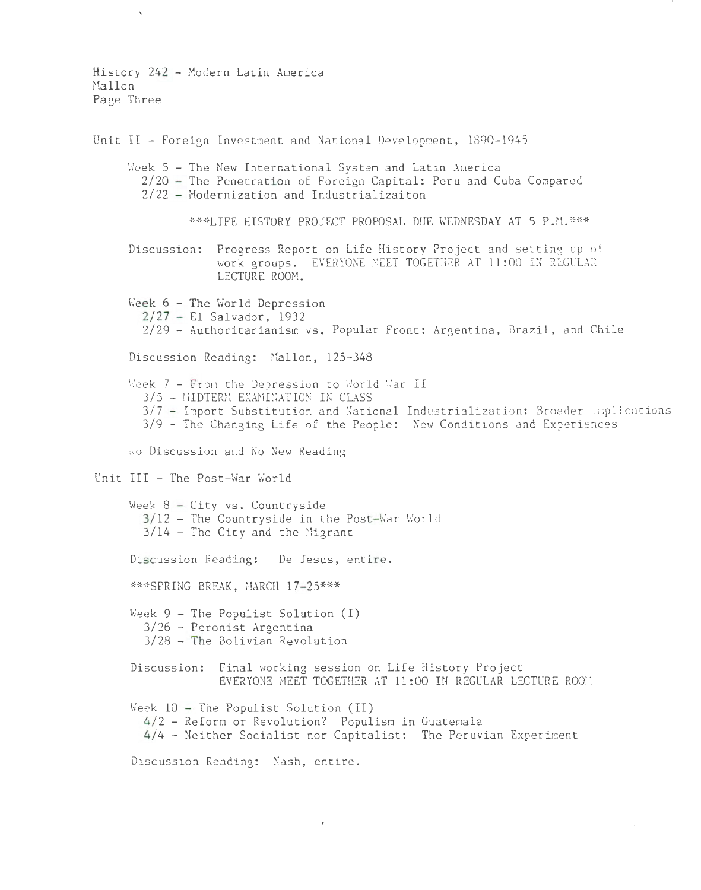History 242 - Modern Latin America
Mallon
Page Three

Unit II - Foreign Investment and National Development, 1890-1945

Week 5 - The New International System and Latin America
- 2/20 - The Penetration of Foreign Capital: Peru and Cuba Compared
- 2/22 - Modernization and Industrializaiton

***LIFE HISTORY PROJECT PROPOSAL DUE WEDNESDAY AT 5 P.M.***

Discussion: Progress Report on Life History Project and setting up of work groups. EVERYONE MEET TOGETHER AT 11:00 IN REGULAR LECTURE ROOM.

Week 6 - The World Depression
- 2/27 - El Salvador, 1932
- 2/29 - Authoritarianism vs. Popular Front: Argentina, Brazil, and Chile

Discussion Reading: Mallon, 125-348

Week 7 - From the Depression to World War II
- 3/5 - MIDTERM EXAMINATION IN CLASS
- 3/7 - Import Substitution and National Industrialization: Broader Implications
- 3/9 - The Changing Life of the People: New Conditions and Experiences

No Discussion and No New Reading

Unit III - The Post-War World

Week 8 - City vs. Countryside
- 3/12 - The Countryside in the Post-War World
- 3/14 - The City and the Migrant

Discussion Reading: De Jesus, entire.

***SPRING BREAK, MARCH 17-25***

Week 9 - The Populist Solution (I)
- 3/26 - Peronist Argentina
- 3/28 - The Bolivian Revolution

Discussion: Final working session on Life History Project
EVERYONE MEET TOGETHER AT 11:00 IN REGULAR LECTURE ROOM

Week 10 - The Populist Solution (II)
- 4/2 - Reform or Revolution? Populism in Guatemala
- 4/4 - Neither Socialist nor Capitalist: The Peruvian Experiment

Discussion Reading: Nash, entire.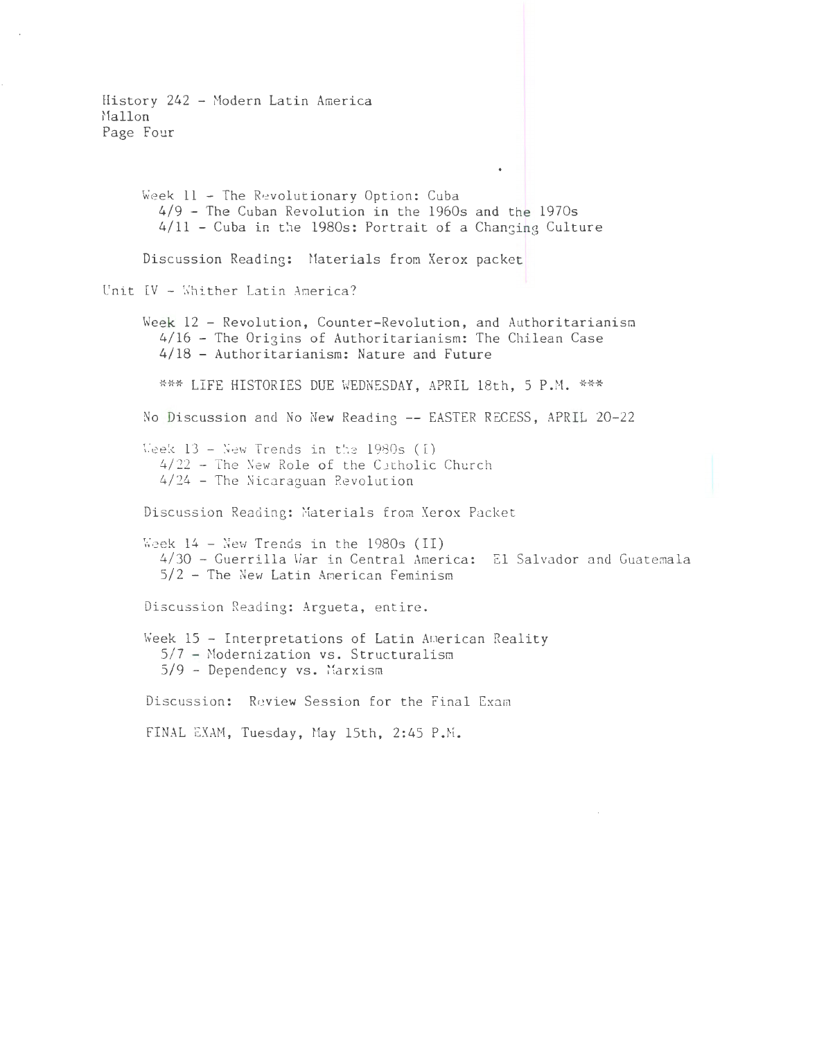Week 11 - The Revolutionary Option: Cuba
- 4/9 - The Cuban Revolution in the 1960s and the 1970s
- 4/11 - Cuba in the 1980s: Portrait of a Changing Culture

Discussion Reading: Materials from Xerox packet

## Unit IV - Whither Latin America?

Week 12 - Revolution, Counter-Revolution, and Authoritarianism
- 4/16 - The Origins of Authoritarianism: The Chilean Case
- 4/18 - Authoritarianism: Nature and Future

*** LIFE HISTORIES DUE WEDNESDAY, APRIL 18th, 5 P.M. ***

No Discussion and No New Reading -- EASTER RECESS, APRIL 20-22

Week 13 - New Trends in the 1980s (I)
- 4/22 - The New Role of the Catholic Church
- 4/24 - The Nicaraguan Revolution

Discussion Reading: Materials from Xerox Packet

Week 14 - New Trends in the 1980s (II)
- 4/30 - Guerrilla War in Central America: El Salvador and Guatemala
- 5/2 - The New Latin American Feminism

Discussion Reading: Argueta, entire.

Week 15 - Interpretations of Latin American Reality
- 5/7 - Modernization vs. Structuralism
- 5/9 - Dependency vs. Marxism

Discussion: Review Session for the Final Exam

FINAL EXAM, Tuesday, May 15th, 2:45 P.M.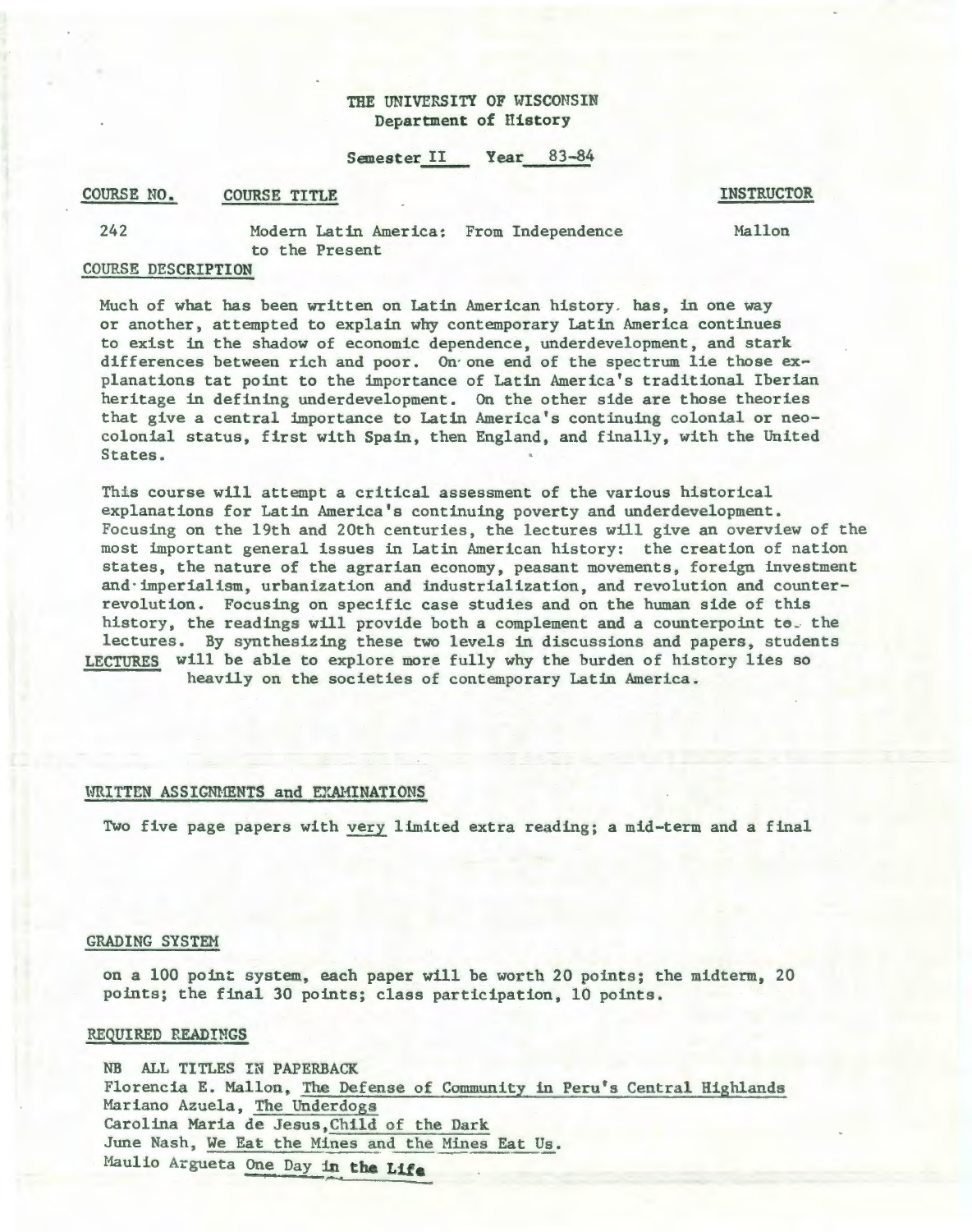THE UNIVERSITY OF WISCONSIN
Department of History

Semester II  Year 83-84

| COURSE NO. | COURSE TITLE | INSTRUCTOR |
|---|---|---|
| 242 | Modern Latin America: From Independence to the Present | Mallon |

## COURSE DESCRIPTION

Much of what has been written on Latin American history has, in one way or another, attempted to explain why contemporary Latin America continues to exist in the shadow of economic dependence, underdevelopment, and stark differences between rich and poor. On one end of the spectrum lie those explanations tat point to the importance of Latin America's traditional Iberian heritage in defining underdevelopment. On the other side are those theories that give a central importance to Latin America's continuing colonial or neo-colonial status, first with Spain, then England, and finally, with the United States.

This course will attempt a critical assessment of the various historical explanations for Latin America's continuing poverty and underdevelopment. Focusing on the 19th and 20th centuries, the lectures will give an overview of the most important general issues in Latin American history: the creation of nation states, the nature of the agrarian economy, peasant movements, foreign investment and imperialism, urbanization and industrialization, and revolution and counter-revolution. Focusing on specific case studies and on the human side of this history, the readings will provide both a complement and a counterpoint to the lectures. By synthesizing these two levels in discussions and papers, students will be able to explore more fully why the burden of history lies so heavily on the societies of contemporary Latin America.

## LECTURES

## WRITTEN ASSIGNMENTS and EXAMINATIONS

Two five page papers with very limited extra reading; a mid-term and a final

## GRADING SYSTEM

on a 100 point system, each paper will be worth 20 points; the midterm, 20 points; the final 30 points; class participation, 10 points.

## REQUIRED READINGS

NB ALL TITLES IN PAPERBACK

Florencia E. Mallon, The Defense of Community in Peru's Central Highlands
Mariano Azuela, The Underdogs
Carolina Maria de Jesus, Child of the Dark
June Nash, We Eat the Mines and the Mines Eat Us.
Maulio Argueta One Day in the Life